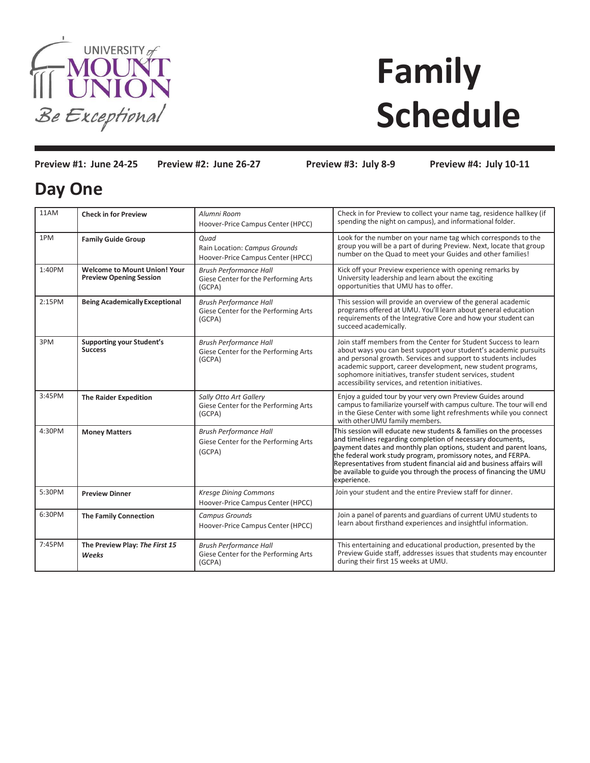# Family Schedule

**Preview #1: June 24-25** **Preview #2: June 26-27** **Preview #3: July 8-9** **Preview #4: July 10-11**

## Day One

| Time | Event | Location | Description |
|---|---|---|---|
| 11AM | **Check in for Preview** | *Alumni Room* Hoover-Price Campus Center (HPCC) | Check in for Preview to collect your name tag, residence hallkey (if spending the night on campus), and informational folder. |
| 1PM | **Family Guide Group** | *Quad* Rain Location: *Campus Grounds* Hoover-Price Campus Center (HPCC) | Look for the number on your name tag which corresponds to the group you will be a part of during Preview. Next, locate that group number on the Quad to meet your Guides and other families! |
| 1:40PM | **Welcome to Mount Union! Your Preview Opening Session** | *Brush Performance Hall* Giese Center for the Performing Arts (GCPA) | Kick off your Preview experience with opening remarks by University leadership and learn about the exciting opportunities that UMU has to offer. |
| 2:15PM | **Being Academically Exceptional** | *Brush Performance Hall* Giese Center for the Performing Arts (GCPA) | This session will provide an overview of the general academic programs offered at UMU. You'll learn about general education requirements of the Integrative Core and how your student can succeed academically. |
| 3PM | **Supporting your Student's Success** | *Brush Performance Hall* Giese Center for the Performing Arts (GCPA) | Join staff members from the Center for Student Success to learn about ways you can best support your student's academic pursuits and personal growth. Services and support to students includes academic support, career development, new student programs, sophomore initiatives, transfer student services, student accessibility services, and retention initiatives. |
| 3:45PM | **The Raider Expedition** | *Sally Otto Art Gallery* Giese Center for the Performing Arts (GCPA) | Enjoy a guided tour by your very own Preview Guides around campus to familiarize yourself with campus culture. The tour will end in the Giese Center with some light refreshments while you connect with otherUMU family members. |
| 4:30PM | **Money Matters** | *Brush Performance Hall* Giese Center for the Performing Arts (GCPA) | This session will educate new students & families on the processes and timelines regarding completion of necessary documents, payment dates and monthly plan options, student and parent loans, the federal work study program, promissory notes, and FERPA. Representatives from student financial aid and business affairs will be available to guide you through the process of financing the UMU experience. |
| 5:30PM | **Preview Dinner** | *Kresge Dining Commons* Hoover-Price Campus Center (HPCC) | Join your student and the entire Preview staff for dinner. |
| 6:30PM | **The Family Connection** | *Campus Grounds* Hoover-Price Campus Center (HPCC) | Join a panel of parents and guardians of current UMU students to learn about firsthand experiences and insightful information. |
| 7:45PM | **The Preview Play: *The First 15 Weeks*** | *Brush Performance Hall* Giese Center for the Performing Arts (GCPA) | This entertaining and educational production, presented by the Preview Guide staff, addresses issues that students may encounter during their first 15 weeks at UMU. |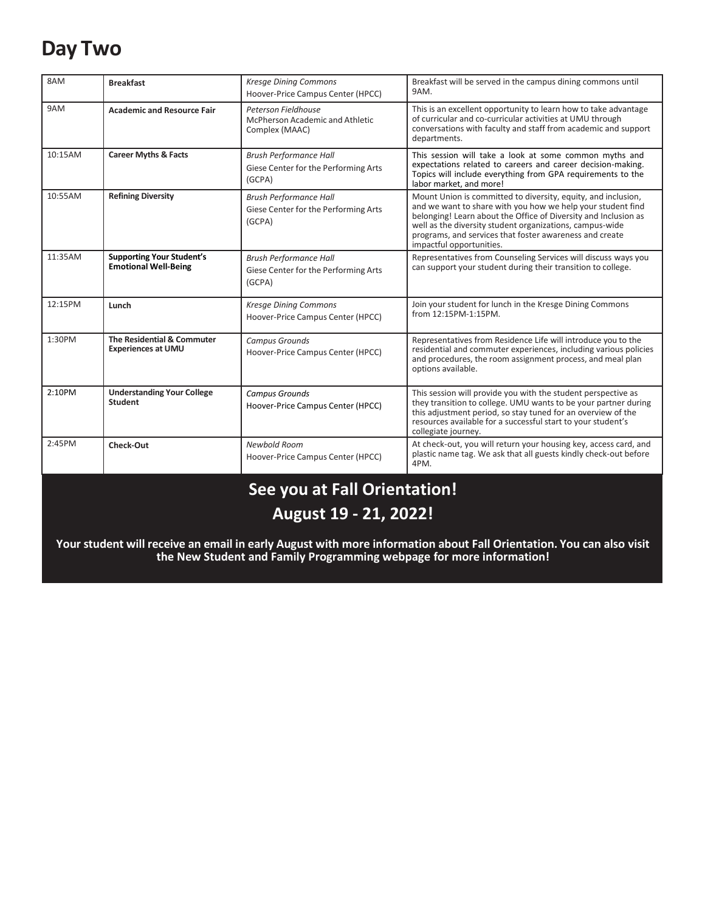# Day Two

| | | | |
|---|---|---|---|
| 8AM | **Breakfast** | *Kresge Dining Commons*<br>Hoover-Price Campus Center (HPCC) | Breakfast will be served in the campus dining commons until 9AM. |
| 9AM | **Academic and Resource Fair** | *Peterson Fieldhouse*<br>McPherson Academic and Athletic Complex (MAAC) | This is an excellent opportunity to learn how to take advantage of curricular and co-curricular activities at UMU through conversations with faculty and staff from academic and support departments. |
| 10:15AM | **Career Myths & Facts** | *Brush Performance Hall*<br>Giese Center for the Performing Arts (GCPA) | This session will take a look at some common myths and expectations related to careers and career decision-making. Topics will include everything from GPA requirements to the labor market, and more! |
| 10:55AM | **Refining Diversity** | *Brush Performance Hall*<br>Giese Center for the Performing Arts (GCPA) | Mount Union is committed to diversity, equity, and inclusion, and we want to share with you how we help your student find belonging! Learn about the Office of Diversity and Inclusion as well as the diversity student organizations, campus-wide programs, and services that foster awareness and create impactful opportunities. |
| 11:35AM | **Supporting Your Student's Emotional Well-Being** | *Brush Performance Hall*<br>Giese Center for the Performing Arts (GCPA) | Representatives from Counseling Services will discuss ways you can support your student during their transition to college. |
| 12:15PM | **Lunch** | *Kresge Dining Commons*<br>Hoover-Price Campus Center (HPCC) | Join your student for lunch in the Kresge Dining Commons from 12:15PM-1:15PM. |
| 1:30PM | **The Residential & Commuter Experiences at UMU** | *Campus Grounds*<br>Hoover-Price Campus Center (HPCC) | Representatives from Residence Life will introduce you to the residential and commuter experiences, including various policies and procedures, the room assignment process, and meal plan options available. |
| 2:10PM | **Understanding Your College Student** | *Campus Grounds*<br>Hoover-Price Campus Center (HPCC) | This session will provide you with the student perspective as they transition to college. UMU wants to be your partner during this adjustment period, so stay tuned for an overview of the resources available for a successful start to your student's collegiate journey. |
| 2:45PM | **Check-Out** | *Newbold Room*<br>Hoover-Price Campus Center (HPCC) | At check-out, you will return your housing key, access card, and plastic name tag. We ask that all guests kindly check-out before 4PM. |

## See you at Fall Orientation!

## August 19 - 21, 2022!

**Your student will receive an email in early August with more information about Fall Orientation. You can also visit the New Student and Family Programming webpage for more information!**